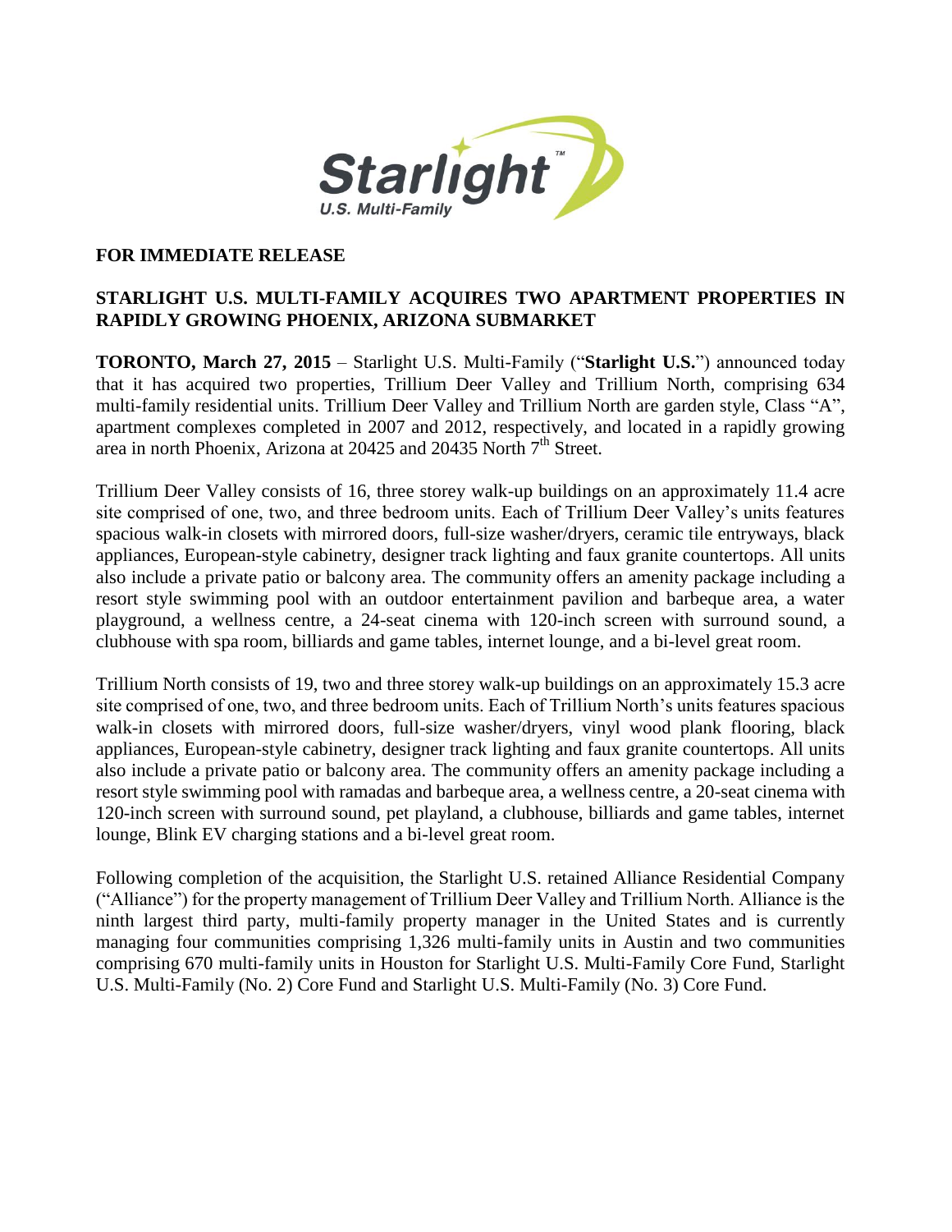**FOR IMMEDIATE RELEASE**

**STARLIGHT U.S. MULTI-FAMILY ACQUIRES TWO APARTMENT PROPERTIES IN RAPIDLY GROWING PHOENIX, ARIZONA SUBMARKET**

**TORONTO, March 27, 2015** – Starlight U.S. Multi-Family ("**Starlight U.S.**") announced today that it has acquired two properties, Trillium Deer Valley and Trillium North, comprising 634 multi-family residential units. Trillium Deer Valley and Trillium North are garden style, Class "A", apartment complexes completed in 2007 and 2012, respectively, and located in a rapidly growing area in north Phoenix, Arizona at 20425 and 20435 North 7th Street.

Trillium Deer Valley consists of 16, three storey walk-up buildings on an approximately 11.4 acre site comprised of one, two, and three bedroom units. Each of Trillium Deer Valley's units features spacious walk-in closets with mirrored doors, full-size washer/dryers, ceramic tile entryways, black appliances, European-style cabinetry, designer track lighting and faux granite countertops. All units also include a private patio or balcony area. The community offers an amenity package including a resort style swimming pool with an outdoor entertainment pavilion and barbeque area, a water playground, a wellness centre, a 24-seat cinema with 120-inch screen with surround sound, a clubhouse with spa room, billiards and game tables, internet lounge, and a bi-level great room.

Trillium North consists of 19, two and three storey walk-up buildings on an approximately 15.3 acre site comprised of one, two, and three bedroom units. Each of Trillium North's units features spacious walk-in closets with mirrored doors, full-size washer/dryers, vinyl wood plank flooring, black appliances, European-style cabinetry, designer track lighting and faux granite countertops. All units also include a private patio or balcony area. The community offers an amenity package including a resort style swimming pool with ramadas and barbeque area, a wellness centre, a 20-seat cinema with 120-inch screen with surround sound, pet playland, a clubhouse, billiards and game tables, internet lounge, Blink EV charging stations and a bi-level great room.

Following completion of the acquisition, the Starlight U.S. retained Alliance Residential Company ("Alliance") for the property management of Trillium Deer Valley and Trillium North. Alliance is the ninth largest third party, multi-family property manager in the United States and is currently managing four communities comprising 1,326 multi-family units in Austin and two communities comprising 670 multi-family units in Houston for Starlight U.S. Multi-Family Core Fund, Starlight U.S. Multi-Family (No. 2) Core Fund and Starlight U.S. Multi-Family (No. 3) Core Fund.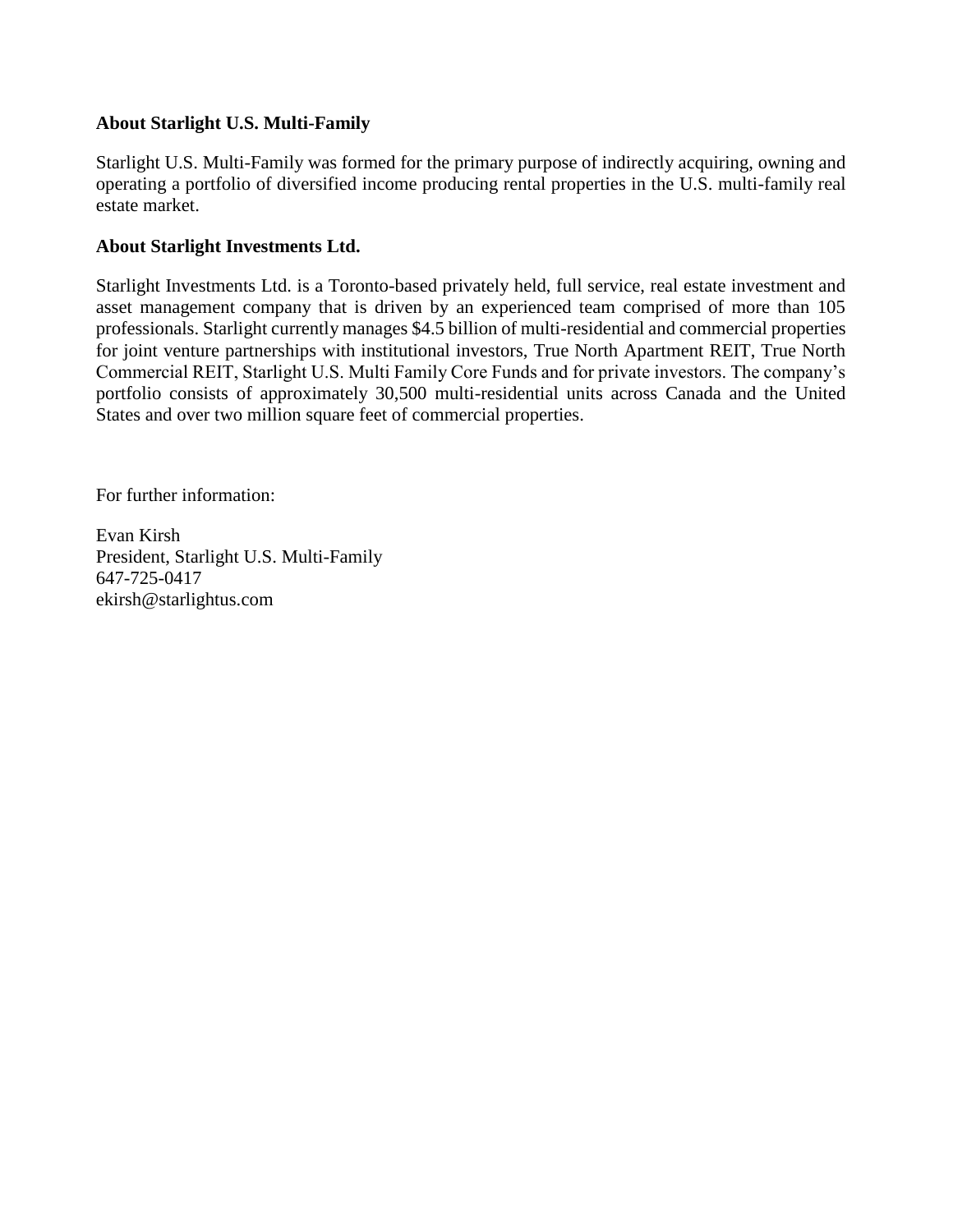**About Starlight U.S. Multi-Family**

Starlight U.S. Multi-Family was formed for the primary purpose of indirectly acquiring, owning and operating a portfolio of diversified income producing rental properties in the U.S. multi-family real estate market.

**About Starlight Investments Ltd.**

Starlight Investments Ltd. is a Toronto-based privately held, full service, real estate investment and asset management company that is driven by an experienced team comprised of more than 105 professionals. Starlight currently manages $4.5 billion of multi-residential and commercial properties for joint venture partnerships with institutional investors, True North Apartment REIT, True North Commercial REIT, Starlight U.S. Multi Family Core Funds and for private investors. The company's portfolio consists of approximately 30,500 multi-residential units across Canada and the United States and over two million square feet of commercial properties.

For further information:

Evan Kirsh
President, Starlight U.S. Multi-Family
647-725-0417
ekirsh@starlightus.com